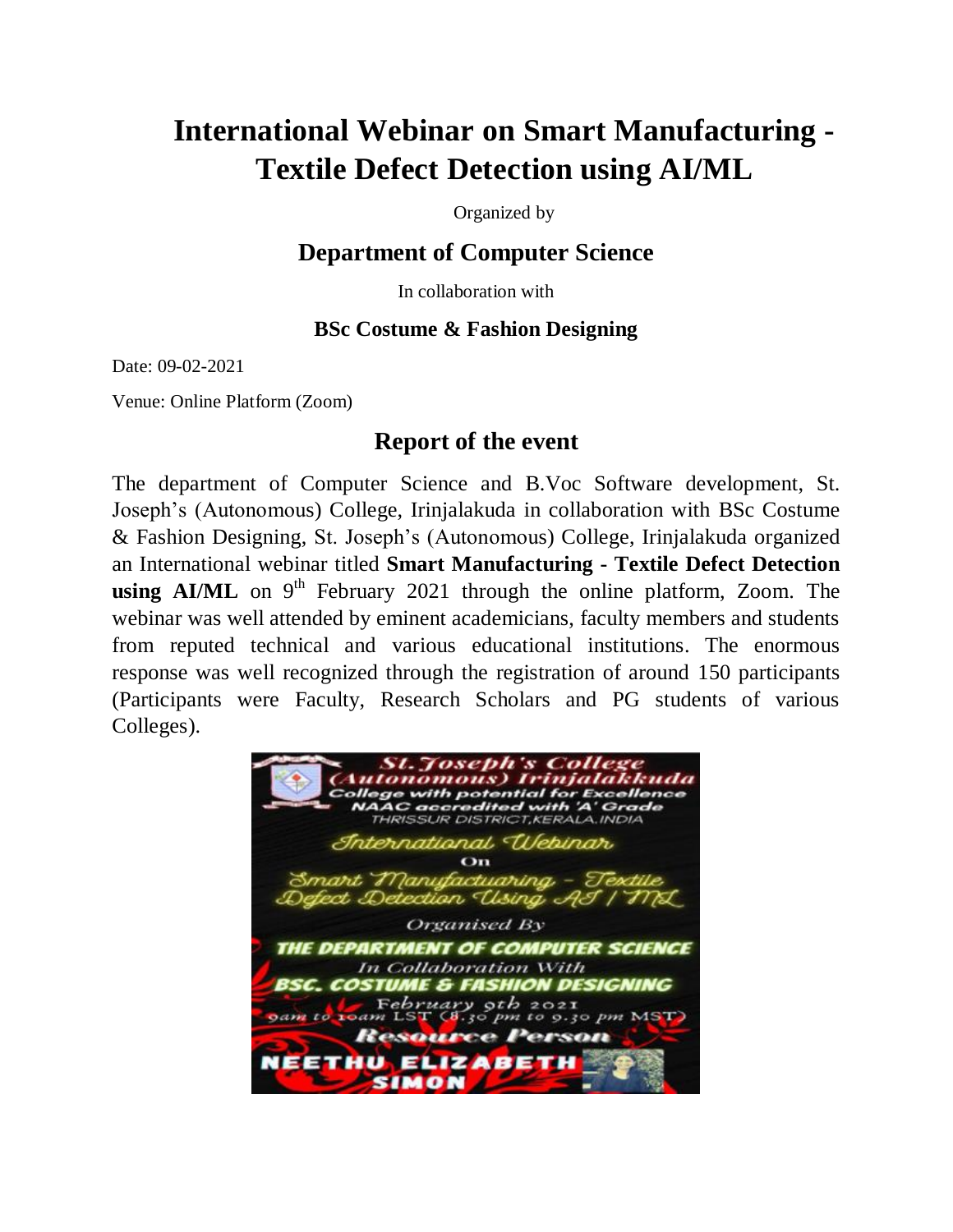# International Webinar on Smart Manufacturing - Textile Defect Detection using AI/ML

Organized by

## Department of Computer Science

In collaboration with

### BSc Costume & Fashion Designing

Date: 09-02-2021

Venue: Online Platform (Zoom)

## Report of the event

The department of Computer Science and B.Voc Software development, St. Joseph's (Autonomous) College, Irinjalakuda in collaboration with BSc Costume & Fashion Designing, St. Joseph's (Autonomous) College, Irinjalakuda organized an International webinar titled **Smart Manufacturing - Textile Defect Detection using AI/ML** on 9th February 2021 through the online platform, Zoom. The webinar was well attended by eminent academicians, faculty members and students from reputed technical and various educational institutions. The enormous response was well recognized through the registration of around 150 participants (Participants were Faculty, Research Scholars and PG students of various Colleges).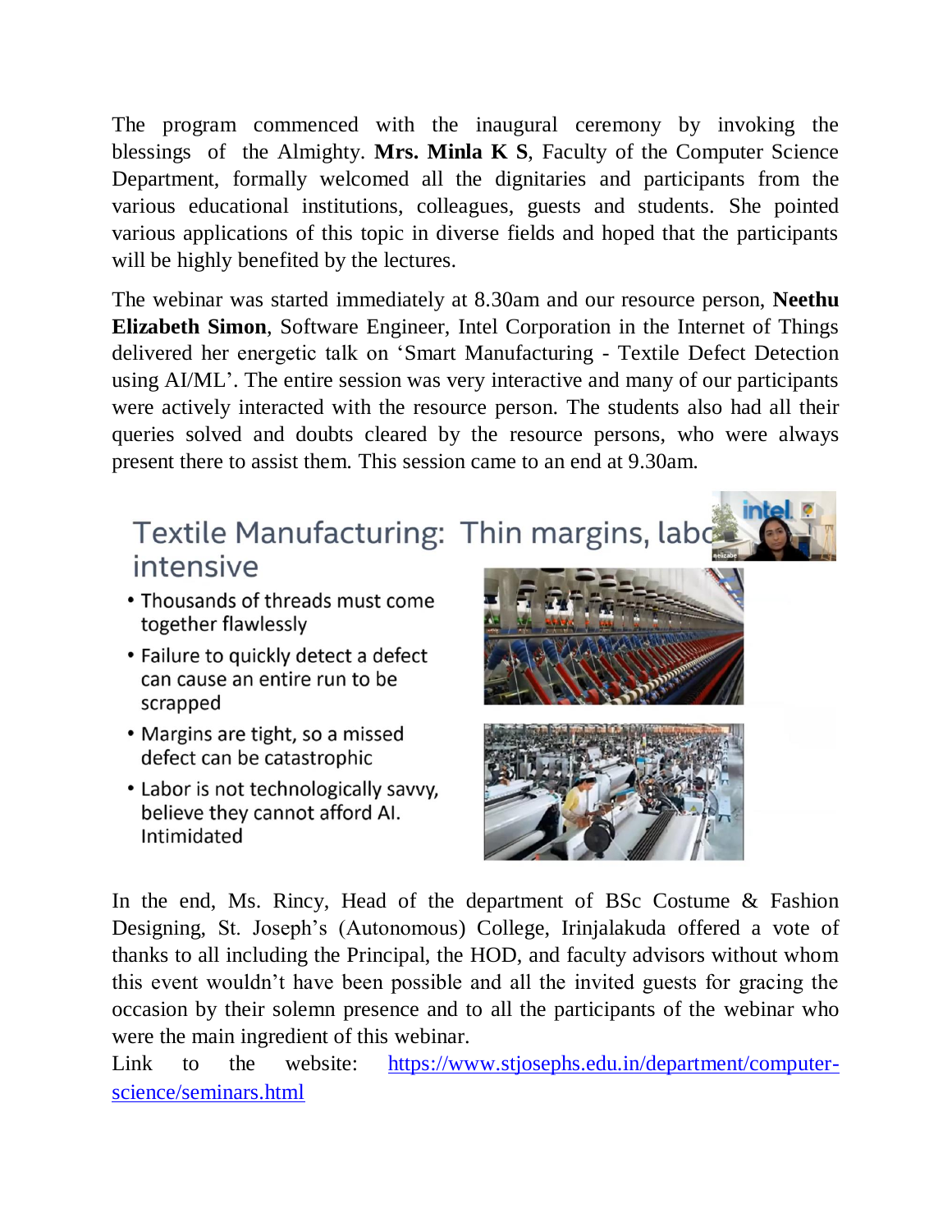The program commenced with the inaugural ceremony by invoking the blessings of the Almighty. **Mrs. Minla K S**, Faculty of the Computer Science Department, formally welcomed all the dignitaries and participants from the various educational institutions, colleagues, guests and students. She pointed various applications of this topic in diverse fields and hoped that the participants will be highly benefited by the lectures.

The webinar was started immediately at 8.30am and our resource person, **Neethu Elizabeth Simon**, Software Engineer, Intel Corporation in the Internet of Things delivered her energetic talk on 'Smart Manufacturing - Textile Defect Detection using AI/ML'. The entire session was very interactive and many of our participants were actively interacted with the resource person. The students also had all their queries solved and doubts cleared by the resource persons, who were always present there to assist them. This session came to an end at 9.30am.

Textile Manufacturing: Thin margins, labor intensive

- Thousands of threads must come together flawlessly
- Failure to quickly detect a defect can cause an entire run to be scrapped
- Margins are tight, so a missed defect can be catastrophic
- Labor is not technologically savvy, believe they cannot afford AI. Intimidated

In the end, Ms. Rincy, Head of the department of BSc Costume & Fashion Designing, St. Joseph's (Autonomous) College, Irinjalakuda offered a vote of thanks to all including the Principal, the HOD, and faculty advisors without whom this event wouldn't have been possible and all the invited guests for gracing the occasion by their solemn presence and to all the participants of the webinar who were the main ingredient of this webinar.

Link to the website: [https://www.stjosephs.edu.in/department/computer-science/seminars.html](https://www.stjosephs.edu.in/department/computer-science/seminars.html)